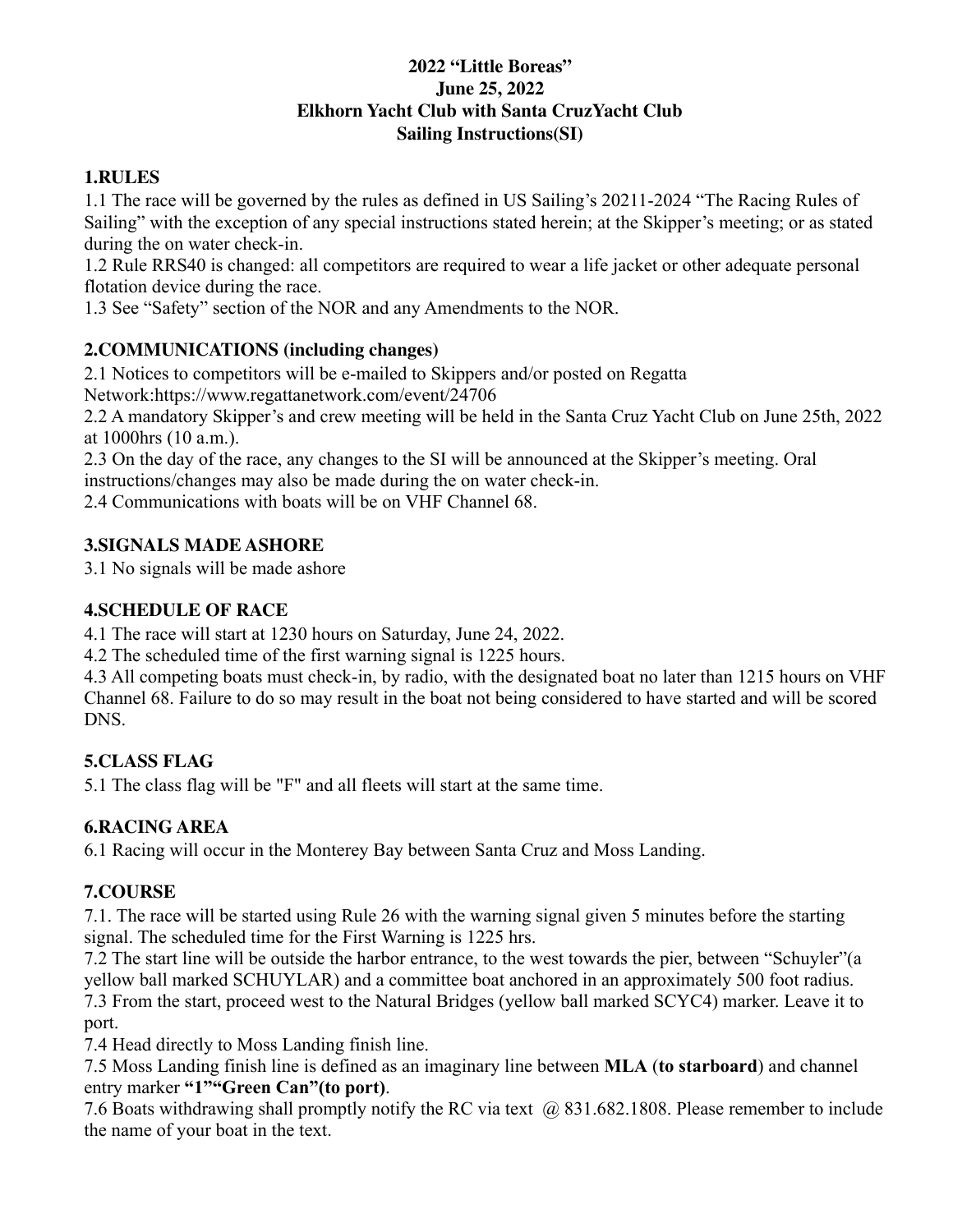**2022 "Little Boreas"**
**June 25, 2022**
**Elkhorn Yacht Club with Santa CruzYacht Club**
**Sailing Instructions(SI)**

## 1.RULES

1.1 The race will be governed by the rules as defined in US Sailing's 20211-2024 "The Racing Rules of Sailing" with the exception of any special instructions stated herein; at the Skipper's meeting; or as stated during the on water check-in.

1.2 Rule RRS40 is changed: all competitors are required to wear a life jacket or other adequate personal flotation device during the race.

1.3 See "Safety" section of the NOR and any Amendments to the NOR.

## 2.COMMUNICATIONS (including changes)

2.1 Notices to competitors will be e-mailed to Skippers and/or posted on Regatta Network:https://www.regattanetwork.com/event/24706

2.2 A mandatory Skipper's and crew meeting will be held in the Santa Cruz Yacht Club on June 25th, 2022 at 1000hrs (10 a.m.).

2.3 On the day of the race, any changes to the SI will be announced at the Skipper's meeting. Oral instructions/changes may also be made during the on water check-in.

2.4 Communications with boats will be on VHF Channel 68.

## 3.SIGNALS MADE ASHORE

3.1 No signals will be made ashore

## 4.SCHEDULE OF RACE

4.1 The race will start at 1230 hours on Saturday, June 24, 2022.

4.2 The scheduled time of the first warning signal is 1225 hours.

4.3 All competing boats must check-in, by radio, with the designated boat no later than 1215 hours on VHF Channel 68. Failure to do so may result in the boat not being considered to have started and will be scored DNS.

## 5.CLASS FLAG

5.1 The class flag will be "F" and all fleets will start at the same time.

## 6.RACING AREA

6.1 Racing will occur in the Monterey Bay between Santa Cruz and Moss Landing.

## 7.COURSE

7.1. The race will be started using Rule 26 with the warning signal given 5 minutes before the starting signal. The scheduled time for the First Warning is 1225 hrs.

7.2 The start line will be outside the harbor entrance, to the west towards the pier, between "Schuyler"(a yellow ball marked SCHUYLAR) and a committee boat anchored in an approximately 500 foot radius.

7.3 From the start, proceed west to the Natural Bridges (yellow ball marked SCYC4) marker. Leave it to port.

7.4 Head directly to Moss Landing finish line.

7.5 Moss Landing finish line is defined as an imaginary line between **MLA** (**to starboard**) and channel entry marker **"1""Green Can"(to port)**.

7.6 Boats withdrawing shall promptly notify the RC via text @ 831.682.1808. Please remember to include the name of your boat in the text.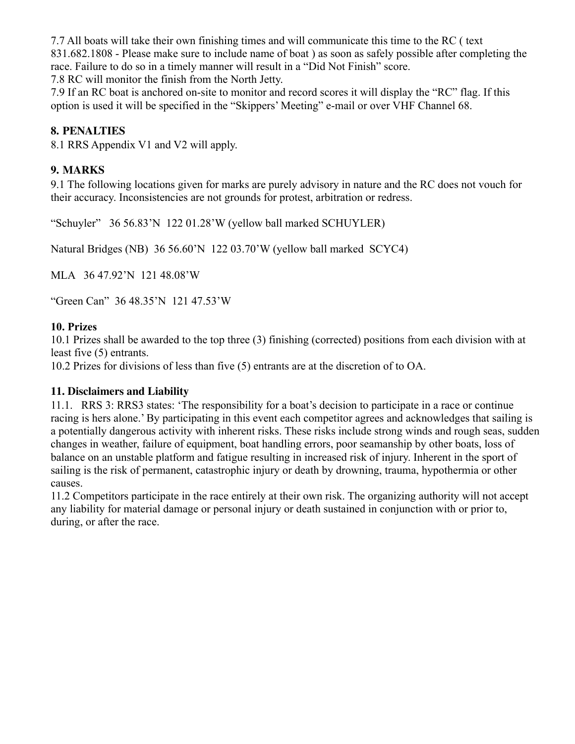7.7 All boats will take their own finishing times and will communicate this time to the RC ( text 831.682.1808 - Please make sure to include name of boat ) as soon as safely possible after completing the race. Failure to do so in a timely manner will result in a "Did Not Finish" score.
7.8 RC will monitor the finish from the North Jetty.
7.9 If an RC boat is anchored on-site to monitor and record scores it will display the "RC" flag. If this option is used it will be specified in the "Skippers' Meeting" e-mail or over VHF Channel 68.

## 8. PENALTIES

8.1 RRS Appendix V1 and V2 will apply.

## 9. MARKS

9.1 The following locations given for marks are purely advisory in nature and the RC does not vouch for their accuracy. Inconsistencies are not grounds for protest, arbitration or redress.

"Schuyler" 36 56.83'N 122 01.28'W (yellow ball marked SCHUYLER)

Natural Bridges (NB) 36 56.60'N 122 03.70'W (yellow ball marked SCYC4)

MLA 36 47.92'N 121 48.08'W

"Green Can" 36 48.35'N 121 47.53'W

## 10. Prizes

10.1 Prizes shall be awarded to the top three (3) finishing (corrected) positions from each division with at least five (5) entrants.
10.2 Prizes for divisions of less than five (5) entrants are at the discretion of to OA.

## 11. Disclaimers and Liability

11.1. RRS 3: RRS3 states: 'The responsibility for a boat's decision to participate in a race or continue racing is hers alone.' By participating in this event each competitor agrees and acknowledges that sailing is a potentially dangerous activity with inherent risks. These risks include strong winds and rough seas, sudden changes in weather, failure of equipment, boat handling errors, poor seamanship by other boats, loss of balance on an unstable platform and fatigue resulting in increased risk of injury. Inherent in the sport of sailing is the risk of permanent, catastrophic injury or death by drowning, trauma, hypothermia or other causes.
11.2 Competitors participate in the race entirely at their own risk. The organizing authority will not accept any liability for material damage or personal injury or death sustained in conjunction with or prior to, during, or after the race.